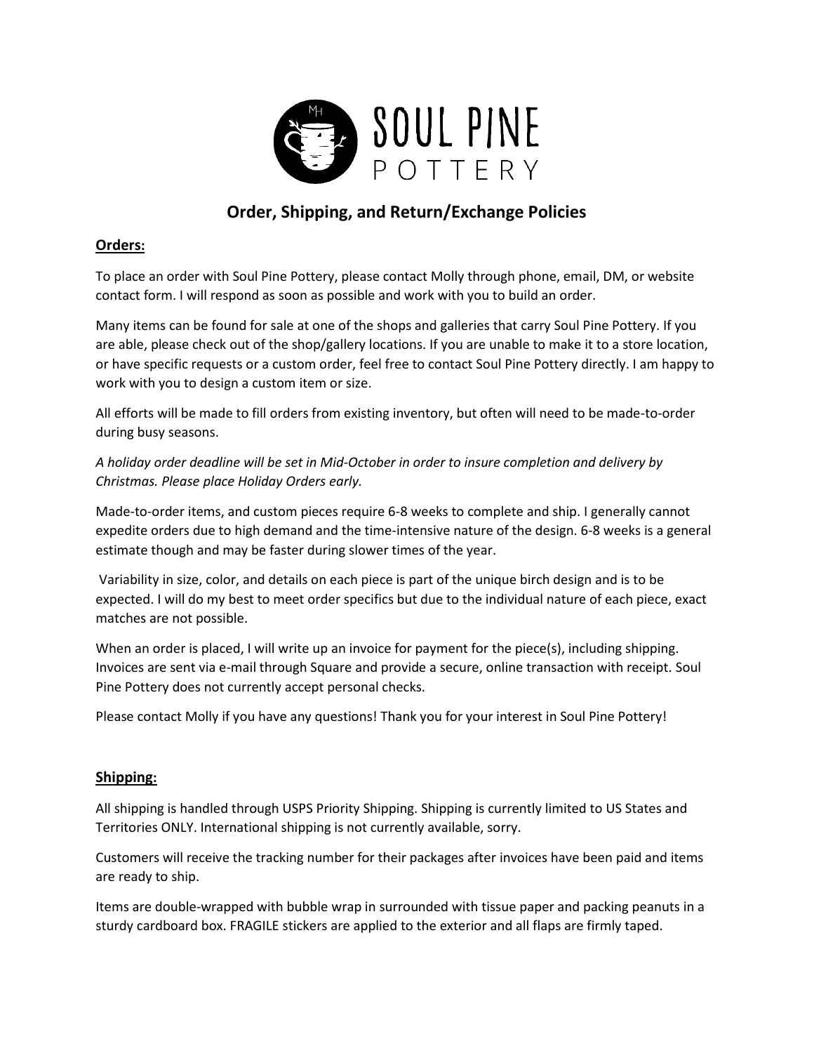# Order, Shipping, and Return/Exchange Policies

## Orders:

To place an order with Soul Pine Pottery, please contact Molly through phone, email, DM, or website contact form. I will respond as soon as possible and work with you to build an order.

Many items can be found for sale at one of the shops and galleries that carry Soul Pine Pottery. If you are able, please check out of the shop/gallery locations. If you are unable to make it to a store location, or have specific requests or a custom order, feel free to contact Soul Pine Pottery directly. I am happy to work with you to design a custom item or size.

All efforts will be made to fill orders from existing inventory, but often will need to be made-to-order during busy seasons.

*A holiday order deadline will be set in Mid-October in order to insure completion and delivery by Christmas. Please place Holiday Orders early.*

Made-to-order items, and custom pieces require 6-8 weeks to complete and ship. I generally cannot expedite orders due to high demand and the time-intensive nature of the design. 6-8 weeks is a general estimate though and may be faster during slower times of the year.

Variability in size, color, and details on each piece is part of the unique birch design and is to be expected. I will do my best to meet order specifics but due to the individual nature of each piece, exact matches are not possible.

When an order is placed, I will write up an invoice for payment for the piece(s), including shipping. Invoices are sent via e-mail through Square and provide a secure, online transaction with receipt. Soul Pine Pottery does not currently accept personal checks.

Please contact Molly if you have any questions! Thank you for your interest in Soul Pine Pottery!

## Shipping:

All shipping is handled through USPS Priority Shipping. Shipping is currently limited to US States and Territories ONLY. International shipping is not currently available, sorry.

Customers will receive the tracking number for their packages after invoices have been paid and items are ready to ship.

Items are double-wrapped with bubble wrap in surrounded with tissue paper and packing peanuts in a sturdy cardboard box. FRAGILE stickers are applied to the exterior and all flaps are firmly taped.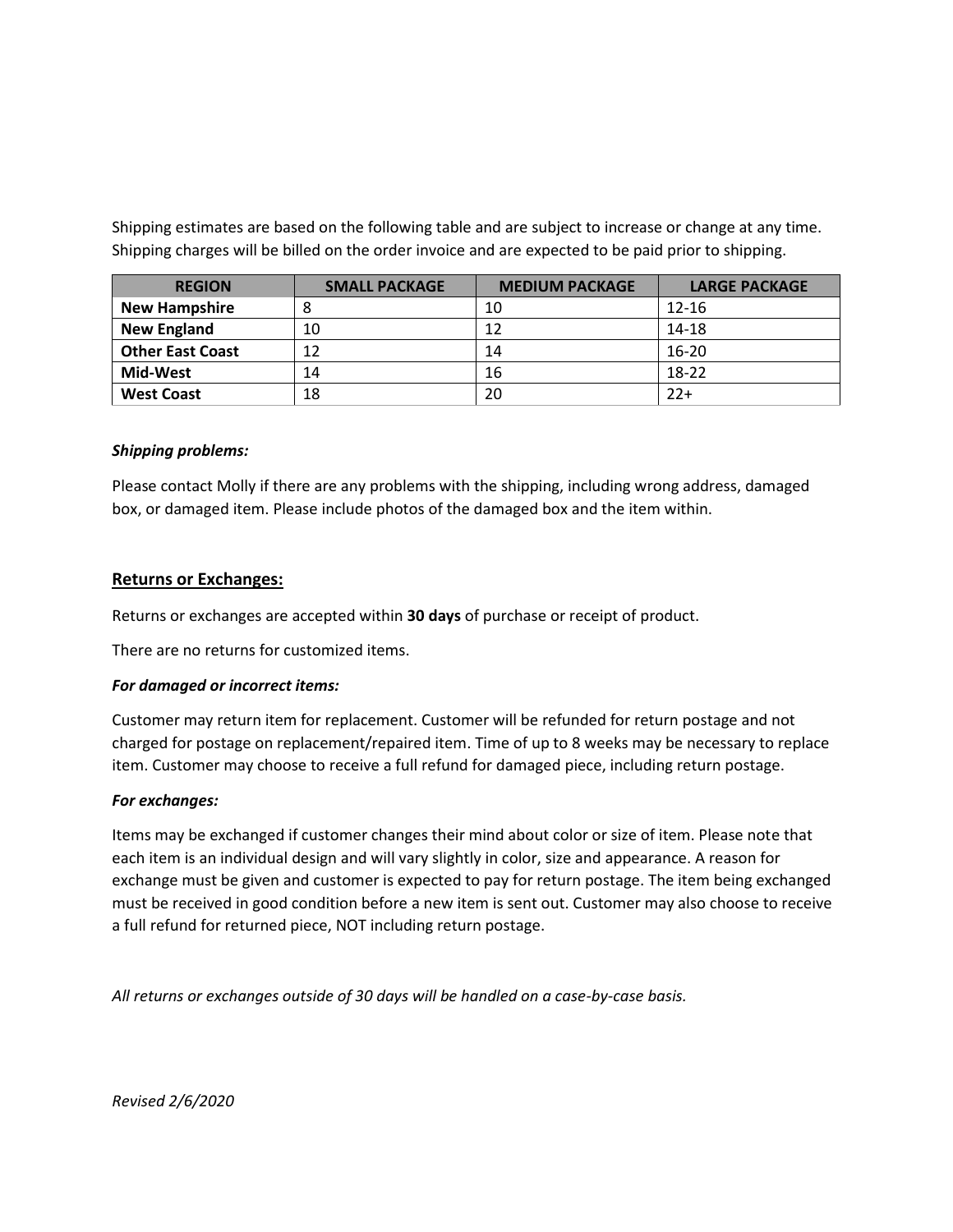Shipping estimates are based on the following table and are subject to increase or change at any time. Shipping charges will be billed on the order invoice and are expected to be paid prior to shipping.

| REGION | SMALL PACKAGE | MEDIUM PACKAGE | LARGE PACKAGE |
|---|---|---|---|
| **New Hampshire** | 8 | 10 | 12-16 |
| **New England** | 10 | 12 | 14-18 |
| **Other East Coast** | 12 | 14 | 16-20 |
| **Mid-West** | 14 | 16 | 18-22 |
| **West Coast** | 18 | 20 | 22+ |

***Shipping problems:***

Please contact Molly if there are any problems with the shipping, including wrong address, damaged box, or damaged item. Please include photos of the damaged box and the item within.

## Returns or Exchanges:

Returns or exchanges are accepted within **30 days** of purchase or receipt of product.

There are no returns for customized items.

***For damaged or incorrect items:***

Customer may return item for replacement. Customer will be refunded for return postage and not charged for postage on replacement/repaired item. Time of up to 8 weeks may be necessary to replace item. Customer may choose to receive a full refund for damaged piece, including return postage.

***For exchanges:***

Items may be exchanged if customer changes their mind about color or size of item. Please note that each item is an individual design and will vary slightly in color, size and appearance. A reason for exchange must be given and customer is expected to pay for return postage. The item being exchanged must be received in good condition before a new item is sent out. Customer may also choose to receive a full refund for returned piece, NOT including return postage.

*All returns or exchanges outside of 30 days will be handled on a case-by-case basis.*

*Revised 2/6/2020*